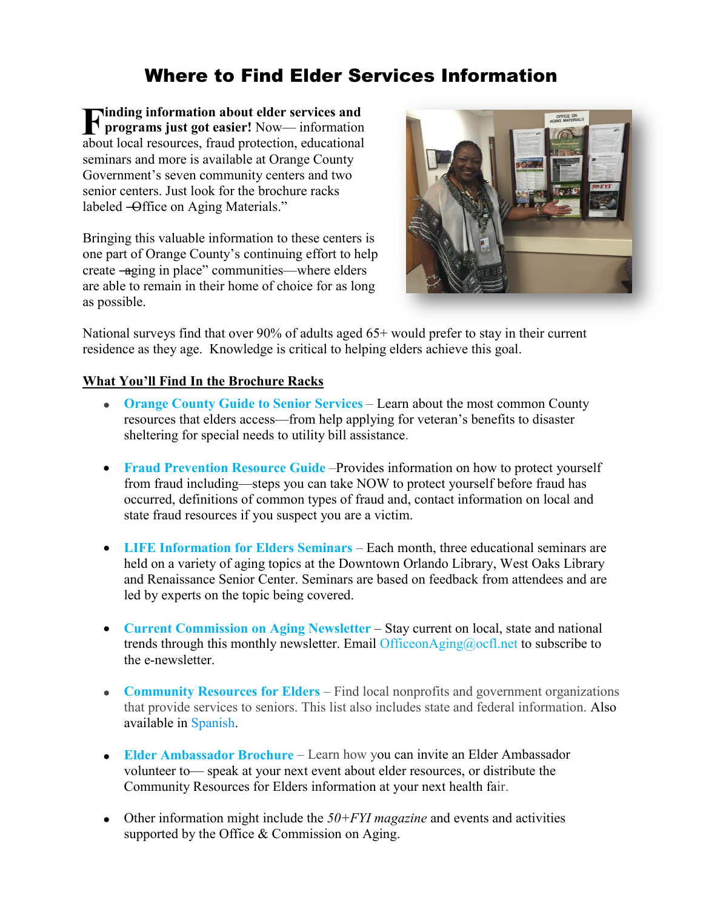# Where to Find Elder Services Information

**Finding information about elder services and programs just got easier!** Now— information about local resources, fraud protection, educational seminars and more is available at Orange County Government's seven community centers and two senior centers. Just look for the brochure racks labeled ―Office on Aging Materials."

Bringing this valuable information to these centers is one part of Orange County's continuing effort to help create ―aging in place" communities—where elders are able to remain in their home of choice for as long as possible.

National surveys find that over 90% of adults aged 65+ would prefer to stay in their current residence as they age. Knowledge is critical to helping elders achieve this goal.

**What You'll Find In the Brochure Racks**

- **Orange County Guide to Senior Services** – Learn about the most common County resources that elders access—from help applying for veteran's benefits to disaster sheltering for special needs to utility bill assistance.
- **Fraud Prevention Resource Guide** –Provides information on how to protect yourself from fraud including—steps you can take NOW to protect yourself before fraud has occurred, definitions of common types of fraud and, contact information on local and state fraud resources if you suspect you are a victim.
- **LIFE Information for Elders Seminars** – Each month, three educational seminars are held on a variety of aging topics at the Downtown Orlando Library, West Oaks Library and Renaissance Senior Center. Seminars are based on feedback from attendees and are led by experts on the topic being covered.
- **Current Commission on Aging Newsletter** – Stay current on local, state and national trends through this monthly newsletter. Email OfficeonAging@ocfl.net to subscribe to the e-newsletter.
- **Community Resources for Elders** – Find local nonprofits and government organizations that provide services to seniors. This list also includes state and federal information. Also available in Spanish.
- **Elder Ambassador Brochure** – Learn how you can invite an Elder Ambassador volunteer to— speak at your next event about elder resources, or distribute the Community Resources for Elders information at your next health fair.
- Other information might include the *50+FYI magazine* and events and activities supported by the Office & Commission on Aging.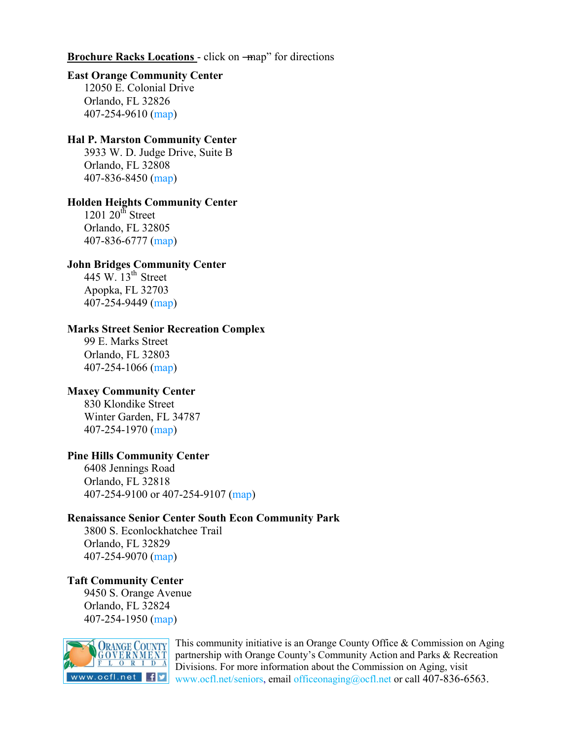**Brochure Racks Locations** - click on ―map" for directions

**East Orange Community Center**
12050 E. Colonial Drive
Orlando, FL 32826
407-254-9610 (map)

**Hal P. Marston Community Center**
3933 W. D. Judge Drive, Suite B
Orlando, FL 32808
407-836-8450 (map)

**Holden Heights Community Center**
1201 20th Street
Orlando, FL 32805
407-836-6777 (map)

**John Bridges Community Center**
445 W. 13th Street
Apopka, FL 32703
407-254-9449 (map)

**Marks Street Senior Recreation Complex**
99 E. Marks Street
Orlando, FL 32803
407-254-1066 (map)

**Maxey Community Center**
830 Klondike Street
Winter Garden, FL 34787
407-254-1970 (map)

**Pine Hills Community Center**
6408 Jennings Road
Orlando, FL 32818
407-254-9100 or 407-254-9107 (map)

**Renaissance Senior Center South Econ Community Park**
3800 S. Econlockhatchee Trail
Orlando, FL 32829
407-254-9070 (map)

**Taft Community Center**
9450 S. Orange Avenue
Orlando, FL 32824
407-254-1950 (map)

ORANGE COUNTY GOVERNMENT FLORIDA
www.ocfl.net

This community initiative is an Orange County Office & Commission on Aging partnership with Orange County's Community Action and Parks & Recreation Divisions. For more information about the Commission on Aging, visit www.ocfl.net/seniors, email officeonaging@ocfl.net or call 407-836-6563.